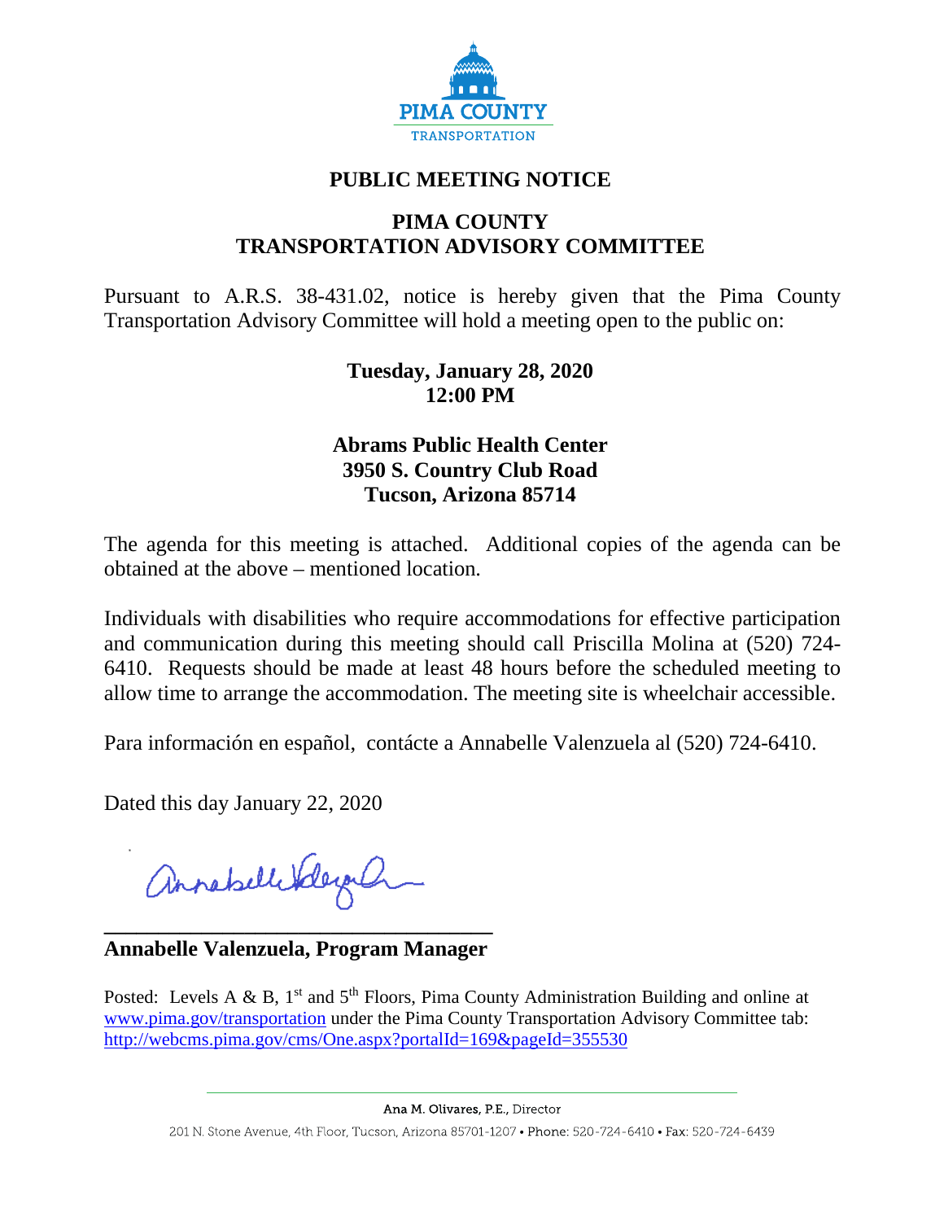PIMA COUNTY
TRANSPORTATION

# PUBLIC MEETING NOTICE

## PIMA COUNTY
## TRANSPORTATION ADVISORY COMMITTEE

Pursuant to A.R.S. 38-431.02, notice is hereby given that the Pima County Transportation Advisory Committee will hold a meeting open to the public on:

**Tuesday, January 28, 2020**
**12:00 PM**

**Abrams Public Health Center**
**3950 S. Country Club Road**
**Tucson, Arizona 85714**

The agenda for this meeting is attached. Additional copies of the agenda can be obtained at the above – mentioned location.

Individuals with disabilities who require accommodations for effective participation and communication during this meeting should call Priscilla Molina at (520) 724-6410. Requests should be made at least 48 hours before the scheduled meeting to allow time to arrange the accommodation. The meeting site is wheelchair accessible.

Para información en español, contácte a Annabelle Valenzuela al (520) 724-6410.

Dated this day January 22, 2020

**Annabelle Valenzuela, Program Manager**

Posted: Levels A & B, 1st and 5th Floors, Pima County Administration Building and online at www.pima.gov/transportation under the Pima County Transportation Advisory Committee tab: http://webcms.pima.gov/cms/One.aspx?portalId=169&pageId=355530

Ana M. Olivares, P.E., Director

201 N. Stone Avenue, 4th Floor, Tucson, Arizona 85701-1207 • Phone: 520-724-6410 • Fax: 520-724-6439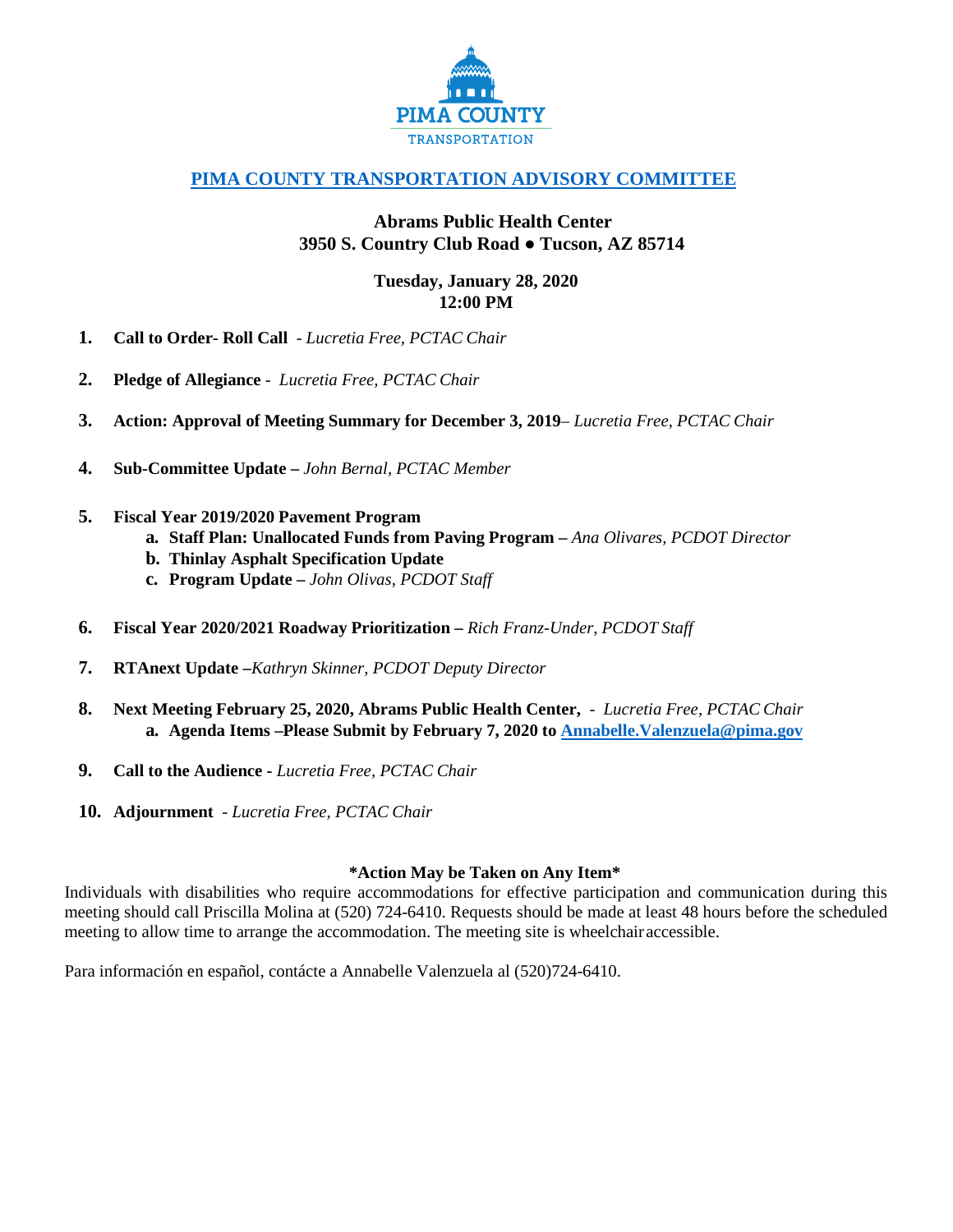PIMA COUNTY
TRANSPORTATION

# PIMA COUNTY TRANSPORTATION ADVISORY COMMITTEE

**Abrams Public Health Center**
**3950 S. Country Club Road ● Tucson, AZ 85714**

**Tuesday, January 28, 2020**
**12:00 PM**

1. **Call to Order- Roll Call** - *Lucretia Free, PCTAC Chair*
2. **Pledge of Allegiance** - *Lucretia Free, PCTAC Chair*
3. **Action: Approval of Meeting Summary for December 3, 2019**– *Lucretia Free, PCTAC Chair*
4. **Sub-Committee Update –** *John Bernal, PCTAC Member*
5. **Fiscal Year 2019/2020 Pavement Program**
   a. **Staff Plan: Unallocated Funds from Paving Program –** *Ana Olivares, PCDOT Director*
   b. **Thinlay Asphalt Specification Update**
   c. **Program Update –** *John Olivas, PCDOT Staff*
6. **Fiscal Year 2020/2021 Roadway Prioritization –** *Rich Franz-Under, PCDOT Staff*
7. **RTAnext Update –***Kathryn Skinner, PCDOT Deputy Director*
8. **Next Meeting February 25, 2020, Abrams Public Health Center,** - *Lucretia Free, PCTAC Chair*
   a. **Agenda Items –Please Submit by February 7, 2020 to Annabelle.Valenzuela@pima.gov**
9. **Call to the Audience -** *Lucretia Free, PCTAC Chair*
10. **Adjournment** - *Lucretia Free, PCTAC Chair*

**\*Action May be Taken on Any Item\***

Individuals with disabilities who require accommodations for effective participation and communication during this meeting should call Priscilla Molina at (520) 724-6410. Requests should be made at least 48 hours before the scheduled meeting to allow time to arrange the accommodation. The meeting site is wheelchair accessible.

Para información en español, contácte a Annabelle Valenzuela al (520)724-6410.